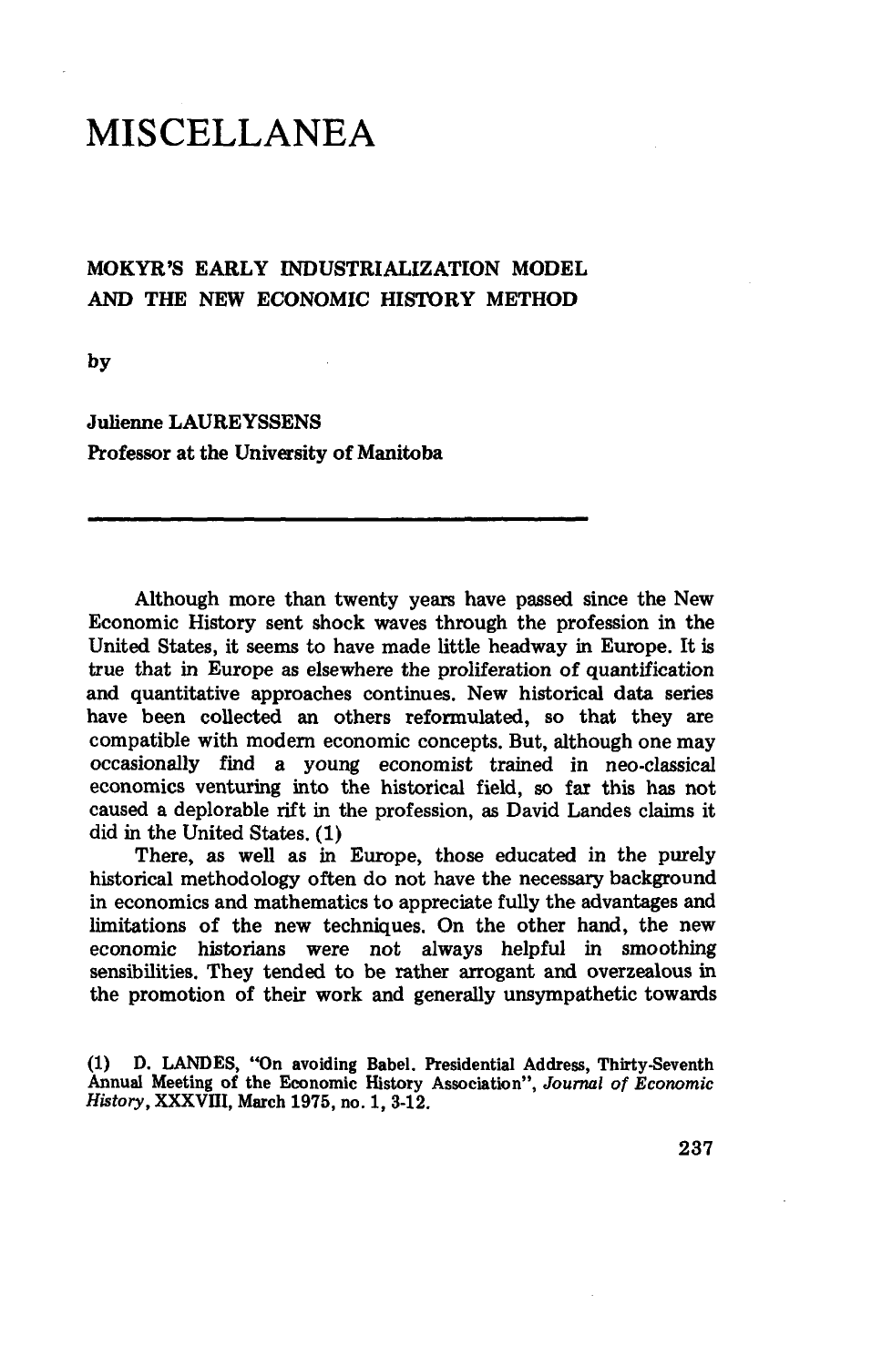# MISCELLANEA

## MOKYR'S EARLY INDUSTRIALIZATION MODEL AND THE NEW ECONOMIC HISTORY METHOD

by

Julienne LAUREYSSENS
Professor at the University of Manitoba

---

Although more than twenty years have passed since the New Economic History sent shock waves through the profession in the United States, it seems to have made little headway in Europe. It is true that in Europe as elsewhere the proliferation of quantification and quantitative approaches continues. New historical data series have been collected an others reformulated, so that they are compatible with modern economic concepts. But, although one may occasionally find a young economist trained in neo-classical economics venturing into the historical field, so far this has not caused a deplorable rift in the profession, as David Landes claims it did in the United States. (1)

There, as well as in Europe, those educated in the purely historical methodology often do not have the necessary background in economics and mathematics to appreciate fully the advantages and limitations of the new techniques. On the other hand, the new economic historians were not always helpful in smoothing sensibilities. They tended to be rather arrogant and overzealous in the promotion of their work and generally unsympathetic towards

(1) D. LANDES, "On avoiding Babel. Presidential Address, Thirty-Seventh Annual Meeting of the Economic History Association", *Journal of Economic History*, XXXVIII, March 1975, no. 1, 3-12.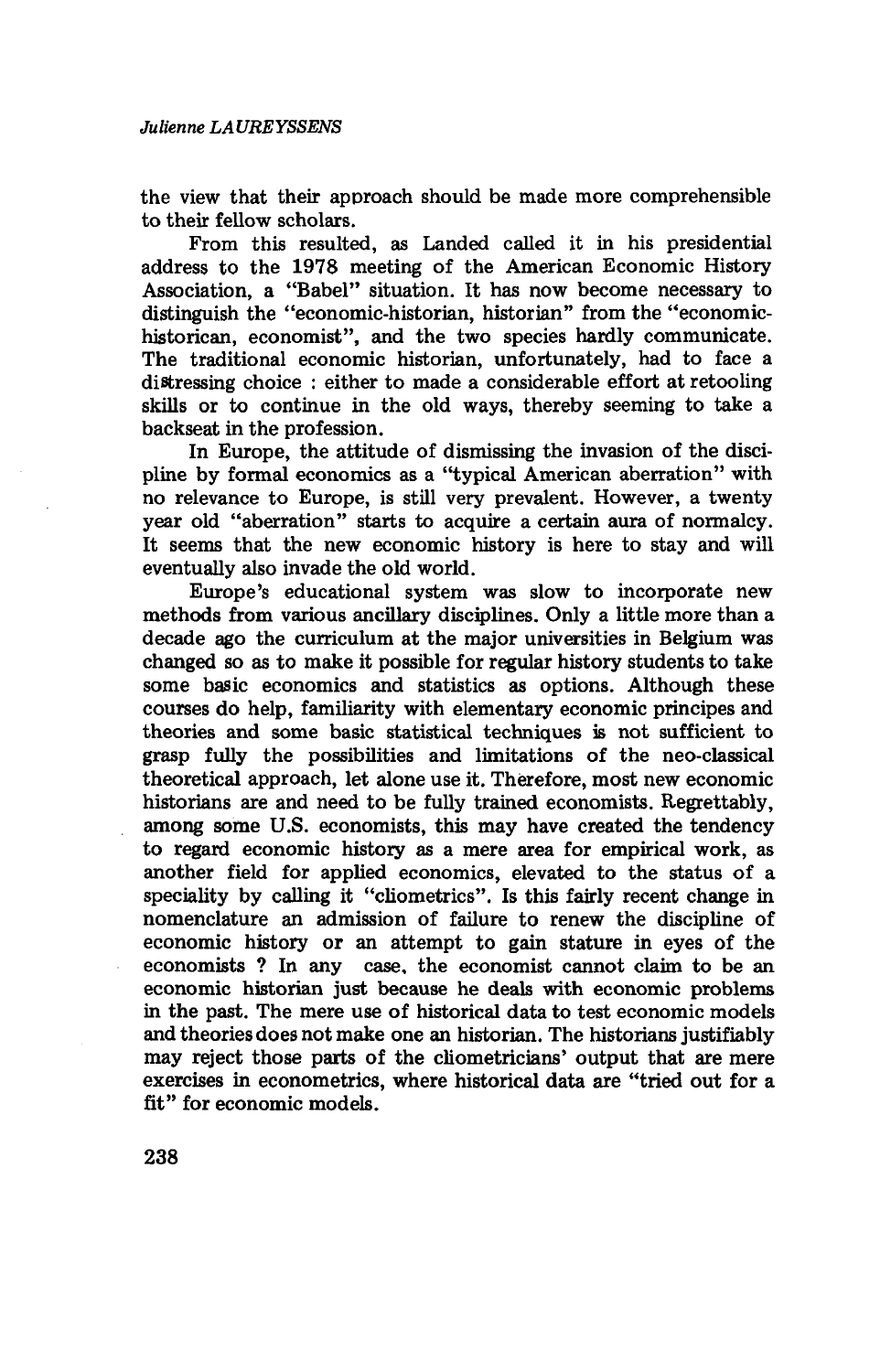the view that their approach should be made more comprehensible to their fellow scholars.

From this resulted, as Landed called it in his presidential address to the 1978 meeting of the American Economic History Association, a "Babel" situation. It has now become necessary to distinguish the "economic-historian, historian" from the "economic-historican, economist", and the two species hardly communicate. The traditional economic historian, unfortunately, had to face a distressing choice : either to made a considerable effort at retooling skills or to continue in the old ways, thereby seeming to take a backseat in the profession.

In Europe, the attitude of dismissing the invasion of the discipline by formal economics as a "typical American aberration" with no relevance to Europe, is still very prevalent. However, a twenty year old "aberration" starts to acquire a certain aura of normalcy. It seems that the new economic history is here to stay and will eventually also invade the old world.

Europe's educational system was slow to incorporate new methods from various ancillary disciplines. Only a little more than a decade ago the curriculum at the major universities in Belgium was changed so as to make it possible for regular history students to take some basic economics and statistics as options. Although these courses do help, familiarity with elementary economic principes and theories and some basic statistical techniques is not sufficient to grasp fully the possibilities and limitations of the neo-classical theoretical approach, let alone use it. Therefore, most new economic historians are and need to be fully trained economists. Regrettably, among some U.S. economists, this may have created the tendency to regard economic history as a mere area for empirical work, as another field for applied economics, elevated to the status of a speciality by calling it "cliometrics". Is this fairly recent change in nomenclature an admission of failure to renew the discipline of economic history or an attempt to gain stature in eyes of the economists ? In any case, the economist cannot claim to be an economic historian just because he deals with economic problems in the past. The mere use of historical data to test economic models and theories does not make one an historian. The historians justifiably may reject those parts of the cliometricians' output that are mere exercises in econometrics, where historical data are "tried out for a fit" for economic models.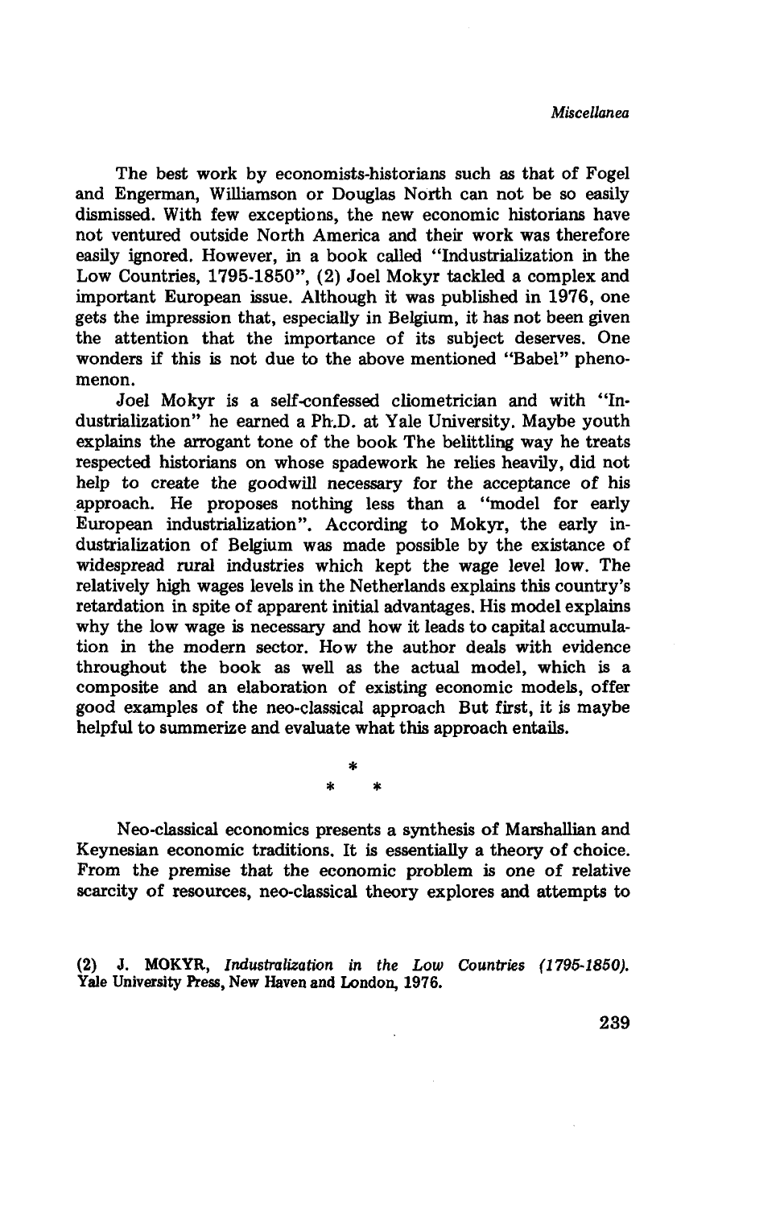The best work by economists-historians such as that of Fogel and Engerman, Williamson or Douglas North can not be so easily dismissed. With few exceptions, the new economic historians have not ventured outside North America and their work was therefore easily ignored. However, in a book called "Industrialization in the Low Countries, 1795-1850", (2) Joel Mokyr tackled a complex and important European issue. Although it was published in 1976, one gets the impression that, especially in Belgium, it has not been given the attention that the importance of its subject deserves. One wonders if this is not due to the above mentioned "Babel" phenomenon.

Joel Mokyr is a self-confessed cliometrician and with "Industrialization" he earned a Ph.D. at Yale University. Maybe youth explains the arrogant tone of the book The belittling way he treats respected historians on whose spadework he relies heavily, did not help to create the goodwill necessary for the acceptance of his approach. He proposes nothing less than a "model for early European industrialization". According to Mokyr, the early industrialization of Belgium was made possible by the existance of widespread rural industries which kept the wage level low. The relatively high wages levels in the Netherlands explains this country's retardation in spite of apparent initial advantages. His model explains why the low wage is necessary and how it leads to capital accumulation in the modern sector. How the author deals with evidence throughout the book as well as the actual model, which is a composite and an elaboration of existing economic models, offer good examples of the neo-classical approach But first, it is maybe helpful to summerize and evaluate what this approach entails.

\*

\* \*

Neo-classical economics presents a synthesis of Marshallian and Keynesian economic traditions. It is essentially a theory of choice. From the premise that the economic problem is one of relative scarcity of resources, neo-classical theory explores and attempts to

(2) J. MOKYR, *Industralization in the Low Countries (1795-1850).* Yale University Press, New Haven and London, 1976.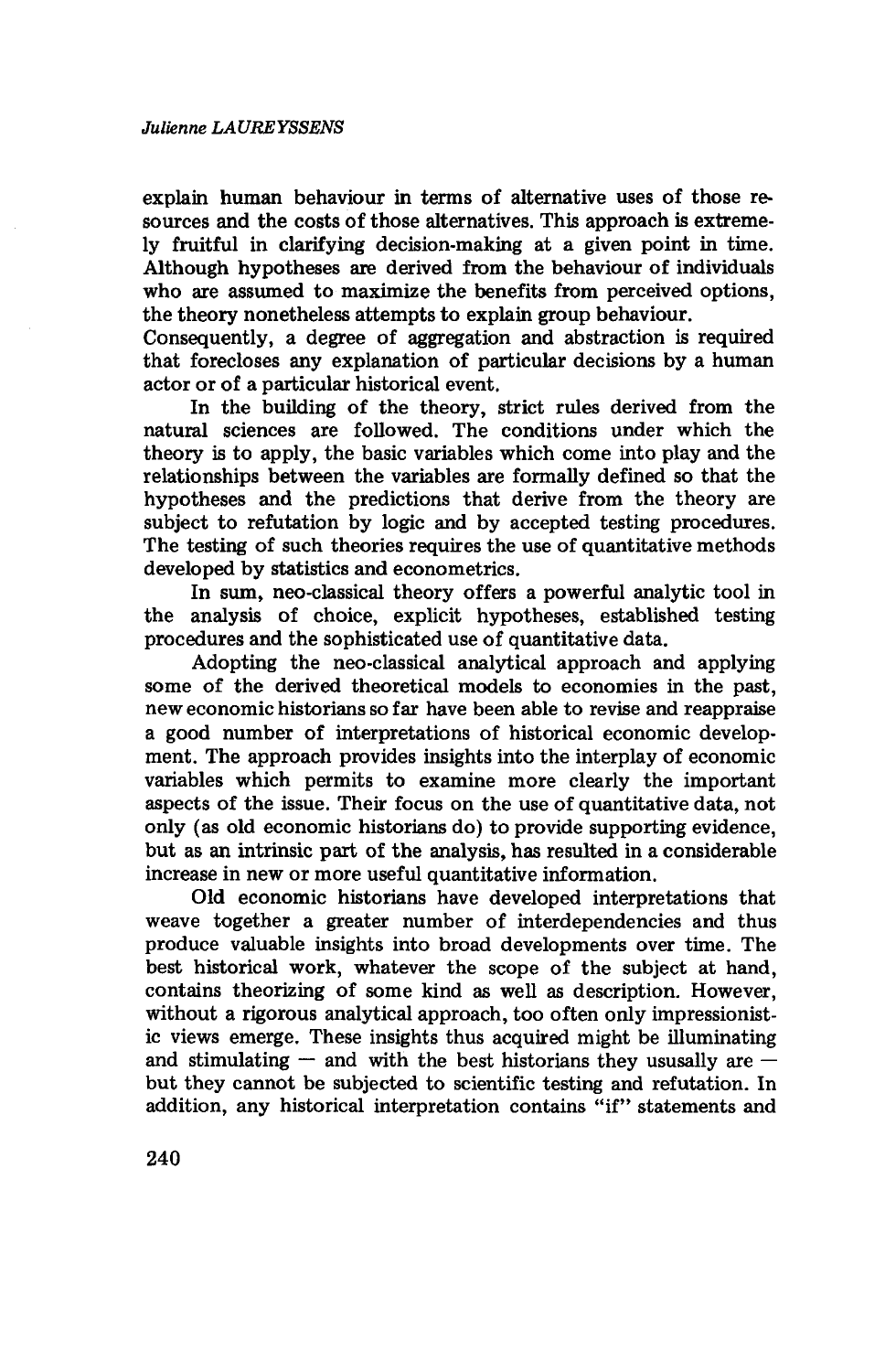explain human behaviour in terms of alternative uses of those resources and the costs of those alternatives. This approach is extremely fruitful in clarifying decision-making at a given point in time. Although hypotheses are derived from the behaviour of individuals who are assumed to maximize the benefits from perceived options, the theory nonetheless attempts to explain group behaviour.
Consequently, a degree of aggregation and abstraction is required that forecloses any explanation of particular decisions by a human actor or of a particular historical event.

In the building of the theory, strict rules derived from the natural sciences are followed. The conditions under which the theory is to apply, the basic variables which come into play and the relationships between the variables are formally defined so that the hypotheses and the predictions that derive from the theory are subject to refutation by logic and by accepted testing procedures. The testing of such theories requires the use of quantitative methods developed by statistics and econometrics.

In sum, neo-classical theory offers a powerful analytic tool in the analysis of choice, explicit hypotheses, established testing procedures and the sophisticated use of quantitative data.

Adopting the neo-classical analytical approach and applying some of the derived theoretical models to economies in the past, new economic historians so far have been able to revise and reappraise a good number of interpretations of historical economic development. The approach provides insights into the interplay of economic variables which permits to examine more clearly the important aspects of the issue. Their focus on the use of quantitative data, not only (as old economic historians do) to provide supporting evidence, but as an intrinsic part of the analysis, has resulted in a considerable increase in new or more useful quantitative information.

Old economic historians have developed interpretations that weave together a greater number of interdependencies and thus produce valuable insights into broad developments over time. The best historical work, whatever the scope of the subject at hand, contains theorizing of some kind as well as description. However, without a rigorous analytical approach, too often only impressionistic views emerge. These insights thus acquired might be illuminating and stimulating — and with the best historians they ususally are — but they cannot be subjected to scientific testing and refutation. In addition, any historical interpretation contains "if" statements and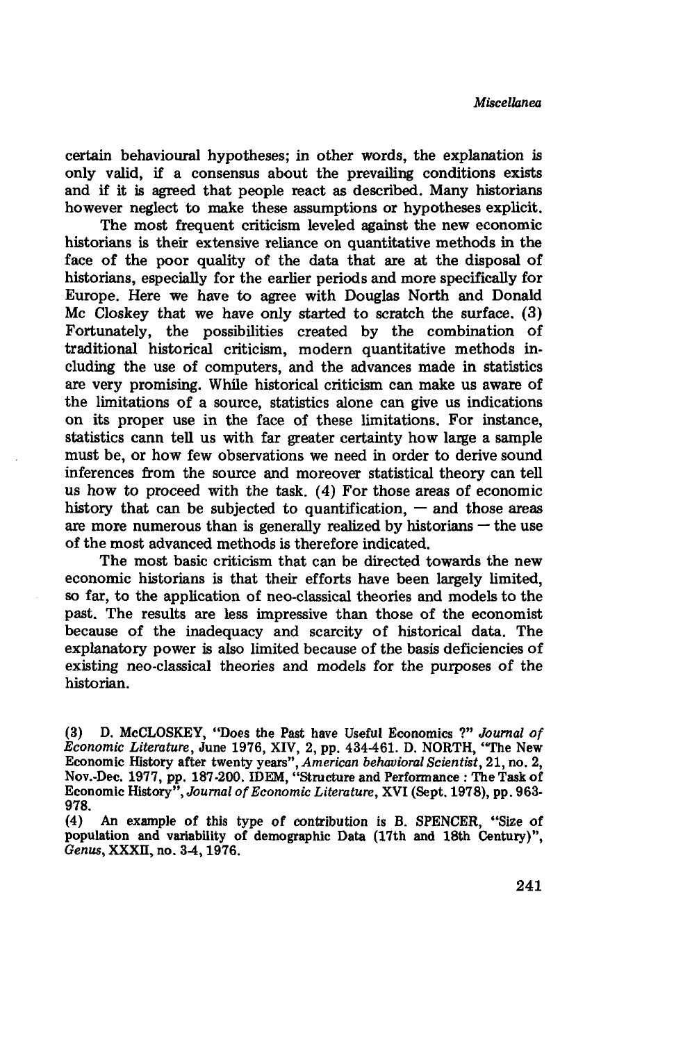certain behavioural hypotheses; in other words, the explanation is only valid, if a consensus about the prevailing conditions exists and if it is agreed that people react as described. Many historians however neglect to make these assumptions or hypotheses explicit.

The most frequent criticism leveled against the new economic historians is their extensive reliance on quantitative methods in the face of the poor quality of the data that are at the disposal of historians, especially for the earlier periods and more specifically for Europe. Here we have to agree with Douglas North and Donald Mc Closkey that we have only started to scratch the surface. (3) Fortunately, the possibilities created by the combination of traditional historical criticism, modern quantitative methods including the use of computers, and the advances made in statistics are very promising. While historical criticism can make us aware of the limitations of a source, statistics alone can give us indications on its proper use in the face of these limitations. For instance, statistics cann tell us with far greater certainty how large a sample must be, or how few observations we need in order to derive sound inferences from the source and moreover statistical theory can tell us how to proceed with the task. (4) For those areas of economic history that can be subjected to quantification, — and those areas are more numerous than is generally realized by historians — the use of the most advanced methods is therefore indicated.

The most basic criticism that can be directed towards the new economic historians is that their efforts have been largely limited, so far, to the application of neo-classical theories and models to the past. The results are less impressive than those of the economist because of the inadequacy and scarcity of historical data. The explanatory power is also limited because of the basis deficiencies of existing neo-classical theories and models for the purposes of the historian.

(3) D. McCLOSKEY, "Does the Past have Useful Economics ?" *Journal of Economic Literature*, June 1976, XIV, 2, pp. 434-461. D. NORTH, "The New Economic History after twenty years", *American behavioral Scientist*, 21, no. 2, Nov.-Dec. 1977, pp. 187-200. IDEM, "Structure and Performance : The Task of Economic History", *Journal of Economic Literature*, XVI (Sept. 1978), pp. 963-978.

(4) An example of this type of contribution is B. SPENCER, "Size of population and variability of demographic Data (17th and 18th Century)", *Genus*, XXXII, no. 3-4, 1976.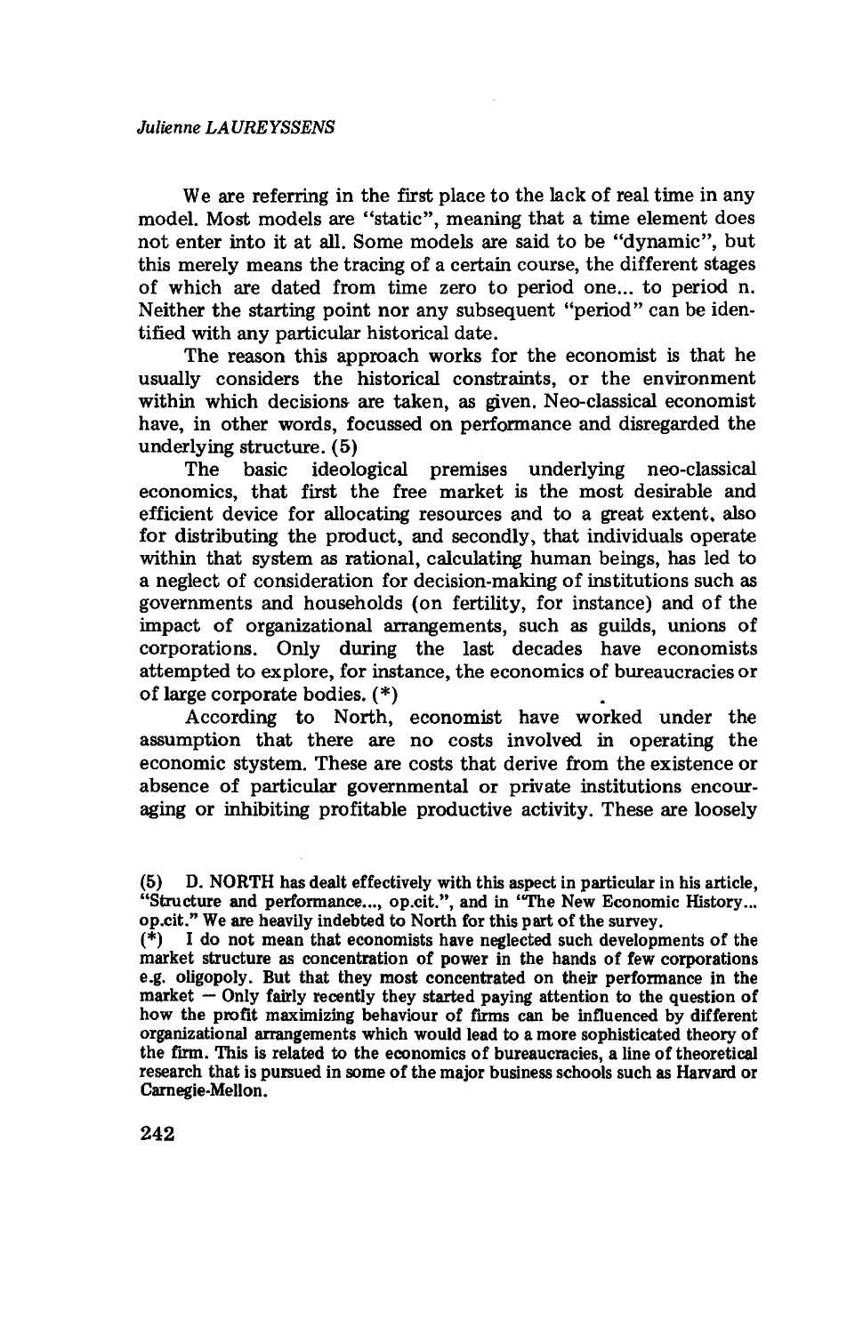We are referring in the first place to the lack of real time in any model. Most models are "static", meaning that a time element does not enter into it at all. Some models are said to be "dynamic", but this merely means the tracing of a certain course, the different stages of which are dated from time zero to period one... to period n. Neither the starting point nor any subsequent "period" can be identified with any particular historical date.

The reason this approach works for the economist is that he usually considers the historical constraints, or the environment within which decisions are taken, as given. Neo-classical economist have, in other words, focussed on performance and disregarded the underlying structure. (5)

The basic ideological premises underlying neo-classical economics, that first the free market is the most desirable and efficient device for allocating resources and to a great extent, also for distributing the product, and secondly, that individuals operate within that system as rational, calculating human beings, has led to a neglect of consideration for decision-making of institutions such as governments and households (on fertility, for instance) and of the impact of organizational arrangements, such as guilds, unions of corporations. Only during the last decades have economists attempted to explore, for instance, the economics of bureaucracies or of large corporate bodies. (*)

According to North, economist have worked under the assumption that there are no costs involved in operating the economic stystem. These are costs that derive from the existence or absence of particular governmental or private institutions encouraging or inhibiting profitable productive activity. These are loosely

---

**(5)** D. NORTH has dealt effectively with this aspect in particular in his article, "Structure and performance..., op.cit.", and in "The New Economic History... op.cit." We are heavily indebted to North for this part of the survey.

**(*)** I do not mean that economists have neglected such developments of the market structure as concentration of power in the hands of few corporations e.g. oligopoly. But that they most concentrated on their performance in the market — Only fairly recently they started paying attention to the question of how the profit maximizing behaviour of firms can be influenced by different organizational arrangements which would lead to a more sophisticated theory of the firm. This is related to the economics of bureaucracies, a line of theoretical research that is pursued in some of the major business schools such as Harvard or Carnegie-Mellon.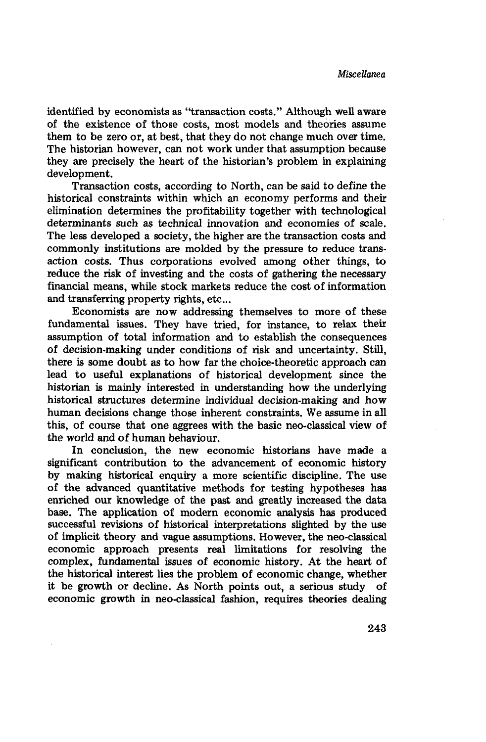identified by economists as "transaction costs." Although well aware of the existence of those costs, most models and theories assume them to be zero or, at best, that they do not change much over time. The historian however, can not work under that assumption because they are precisely the heart of the historian's problem in explaining development.

Transaction costs, according to North, can be said to define the historical constraints within which an economy performs and their elimination determines the profitability together with technological determinants such as technical innovation and economies of scale. The less developed a society, the higher are the transaction costs and commonly institutions are molded by the pressure to reduce transaction costs. Thus corporations evolved among other things, to reduce the risk of investing and the costs of gathering the necessary financial means, while stock markets reduce the cost of information and transferring property rights, etc...

Economists are now addressing themselves to more of these fundamental issues. They have tried, for instance, to relax their assumption of total information and to establish the consequences of decision-making under conditions of risk and uncertainty. Still, there is some doubt as to how far the choice-theoretic approach can lead to useful explanations of historical development since the historian is mainly interested in understanding how the underlying historical structures determine individual decision-making and how human decisions change those inherent constraints. We assume in all this, of course that one aggrees with the basic neo-classical view of the world and of human behaviour.

In conclusion, the new economic historians have made a significant contribution to the advancement of economic history by making historical enquiry a more scientific discipline. The use of the advanced quantitative methods for testing hypotheses has enriched our knowledge of the past and greatly increased the data base. The application of modern economic analysis has produced successful revisions of historical interpretations slighted by the use of implicit theory and vague assumptions. However, the neo-classical economic approach presents real limitations for resolving the complex, fundamental issues of economic history. At the heart of the historical interest lies the problem of economic change, whether it be growth or decline. As North points out, a serious study of economic growth in neo-classical fashion, requires theories dealing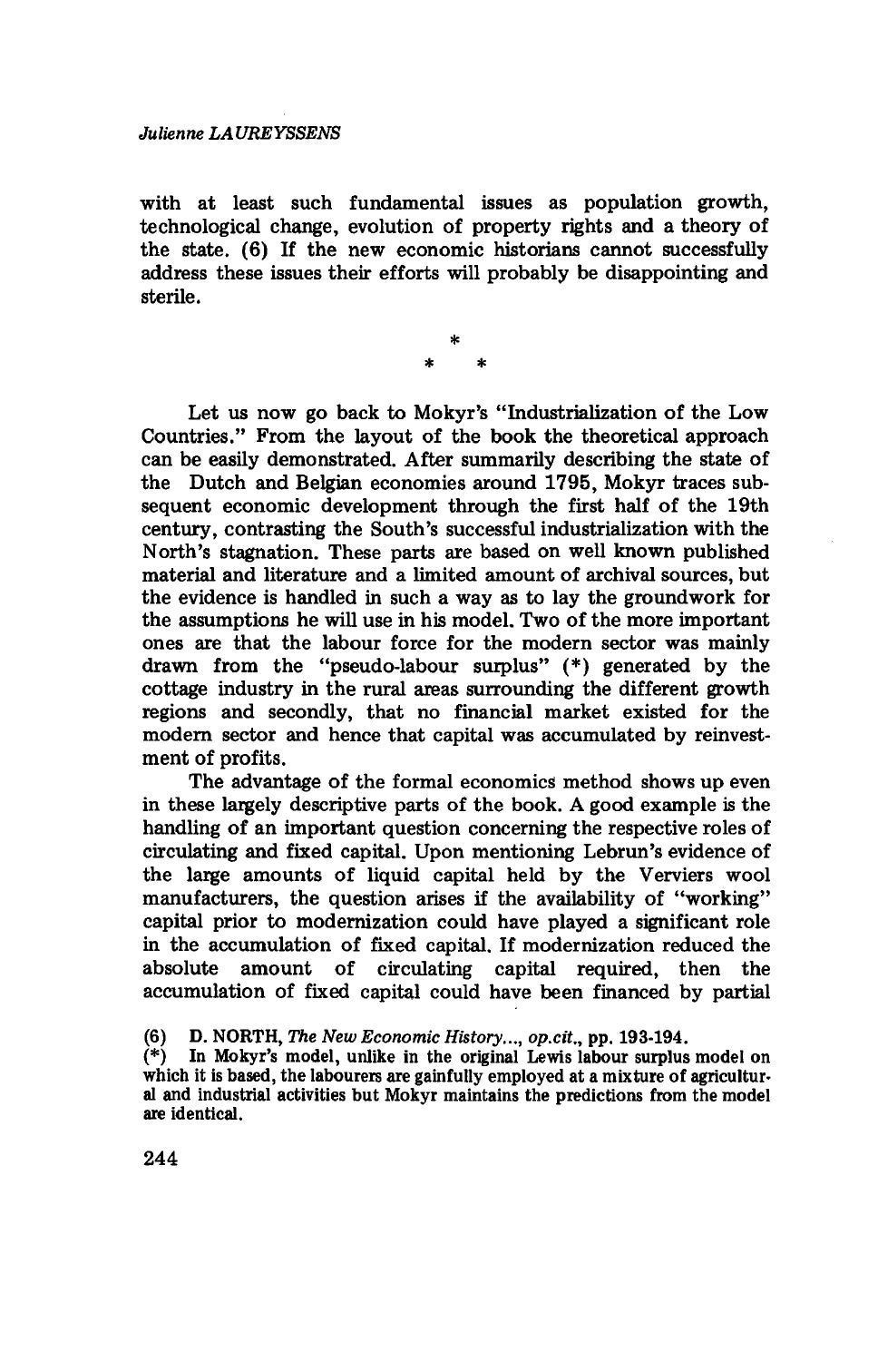with at least such fundamental issues as population growth, technological change, evolution of property rights and a theory of the state. (6) If the new economic historians cannot successfully address these issues their efforts will probably be disappointing and sterile.

\*

\* \*

Let us now go back to Mokyr's "Industrialization of the Low Countries." From the layout of the book the theoretical approach can be easily demonstrated. After summarily describing the state of the Dutch and Belgian economies around 1795, Mokyr traces subsequent economic development through the first half of the 19th century, contrasting the South's successful industrialization with the North's stagnation. These parts are based on well known published material and literature and a limited amount of archival sources, but the evidence is handled in such a way as to lay the groundwork for the assumptions he will use in his model. Two of the more important ones are that the labour force for the modern sector was mainly drawn from the "pseudo-labour surplus" (\*) generated by the cottage industry in the rural areas surrounding the different growth regions and secondly, that no financial market existed for the modern sector and hence that capital was accumulated by reinvestment of profits.

The advantage of the formal economics method shows up even in these largely descriptive parts of the book. A good example is the handling of an important question concerning the respective roles of circulating and fixed capital. Upon mentioning Lebrun's evidence of the large amounts of liquid capital held by the Verviers wool manufacturers, the question arises if the availability of "working" capital prior to modernization could have played a significant role in the accumulation of fixed capital. If modernization reduced the absolute amount of circulating capital required, then the accumulation of fixed capital could have been financed by partial

(6) D. NORTH, *The New Economic History...*, *op.cit.*, pp. 193-194.

(\*) In Mokyr's model, unlike in the original Lewis labour surplus model on which it is based, the labourers are gainfully employed at a mixture of agricultural and industrial activities but Mokyr maintains the predictions from the model are identical.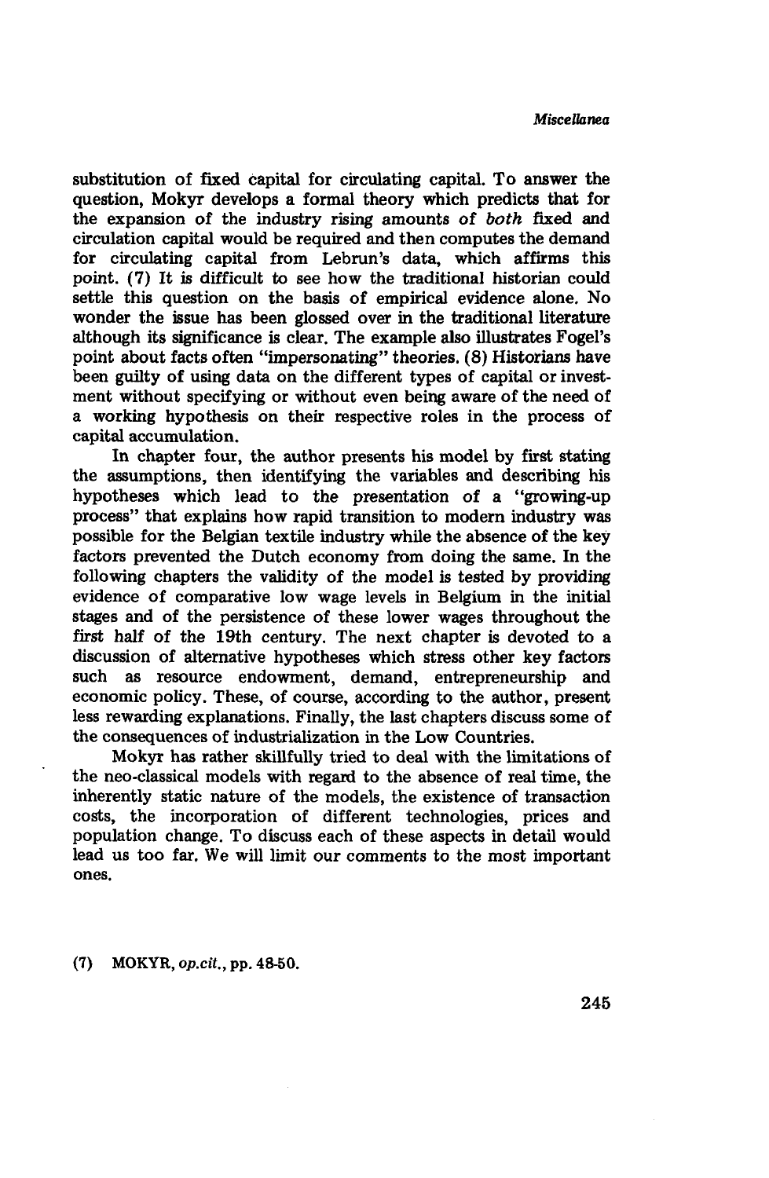substitution of fixed capital for circulating capital. To answer the question, Mokyr develops a formal theory which predicts that for the expansion of the industry rising amounts of *both* fixed and circulation capital would be required and then computes the demand for circulating capital from Lebrun's data, which affirms this point. (7) It is difficult to see how the traditional historian could settle this question on the basis of empirical evidence alone. No wonder the issue has been glossed over in the traditional literature although its significance is clear. The example also illustrates Fogel's point about facts often "impersonating" theories. (8) Historians have been guilty of using data on the different types of capital or investment without specifying or without even being aware of the need of a working hypothesis on their respective roles in the process of capital accumulation.

In chapter four, the author presents his model by first stating the assumptions, then identifying the variables and describing his hypotheses which lead to the presentation of a "growing-up process" that explains how rapid transition to modern industry was possible for the Belgian textile industry while the absence of the key factors prevented the Dutch economy from doing the same. In the following chapters the validity of the model is tested by providing evidence of comparative low wage levels in Belgium in the initial stages and of the persistence of these lower wages throughout the first half of the 19th century. The next chapter is devoted to a discussion of alternative hypotheses which stress other key factors such as resource endowment, demand, entrepreneurship and economic policy. These, of course, according to the author, present less rewarding explanations. Finally, the last chapters discuss some of the consequences of industrialization in the Low Countries.

Mokyr has rather skillfully tried to deal with the limitations of the neo-classical models with regard to the absence of real time, the inherently static nature of the models, the existence of transaction costs, the incorporation of different technologies, prices and population change. To discuss each of these aspects in detail would lead us too far. We will limit our comments to the most important ones.

(7) MOKYR, *op.cit.*, pp. 48-50.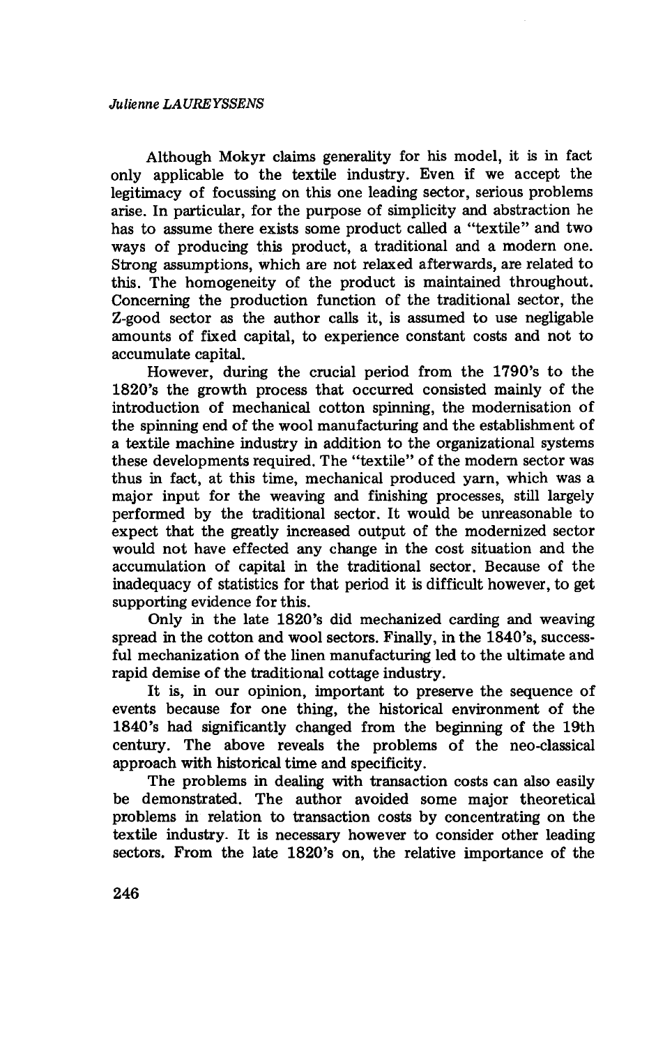Although Mokyr claims generality for his model, it is in fact only applicable to the textile industry. Even if we accept the legitimacy of focussing on this one leading sector, serious problems arise. In particular, for the purpose of simplicity and abstraction he has to assume there exists some product called a "textile" and two ways of producing this product, a traditional and a modern one. Strong assumptions, which are not relaxed afterwards, are related to this. The homogeneity of the product is maintained throughout. Concerning the production function of the traditional sector, the Z-good sector as the author calls it, is assumed to use negligable amounts of fixed capital, to experience constant costs and not to accumulate capital.

However, during the crucial period from the 1790's to the 1820's the growth process that occurred consisted mainly of the introduction of mechanical cotton spinning, the modernisation of the spinning end of the wool manufacturing and the establishment of a textile machine industry in addition to the organizational systems these developments required. The "textile" of the modern sector was thus in fact, at this time, mechanical produced yarn, which was a major input for the weaving and finishing processes, still largely performed by the traditional sector. It would be unreasonable to expect that the greatly increased output of the modernized sector would not have effected any change in the cost situation and the accumulation of capital in the traditional sector. Because of the inadequacy of statistics for that period it is difficult however, to get supporting evidence for this.

Only in the late 1820's did mechanized carding and weaving spread in the cotton and wool sectors. Finally, in the 1840's, successful mechanization of the linen manufacturing led to the ultimate and rapid demise of the traditional cottage industry.

It is, in our opinion, important to preserve the sequence of events because for one thing, the historical environment of the 1840's had significantly changed from the beginning of the 19th century. The above reveals the problems of the neo-classical approach with historical time and specificity.

The problems in dealing with transaction costs can also easily be demonstrated. The author avoided some major theoretical problems in relation to transaction costs by concentrating on the textile industry. It is necessary however to consider other leading sectors. From the late 1820's on, the relative importance of the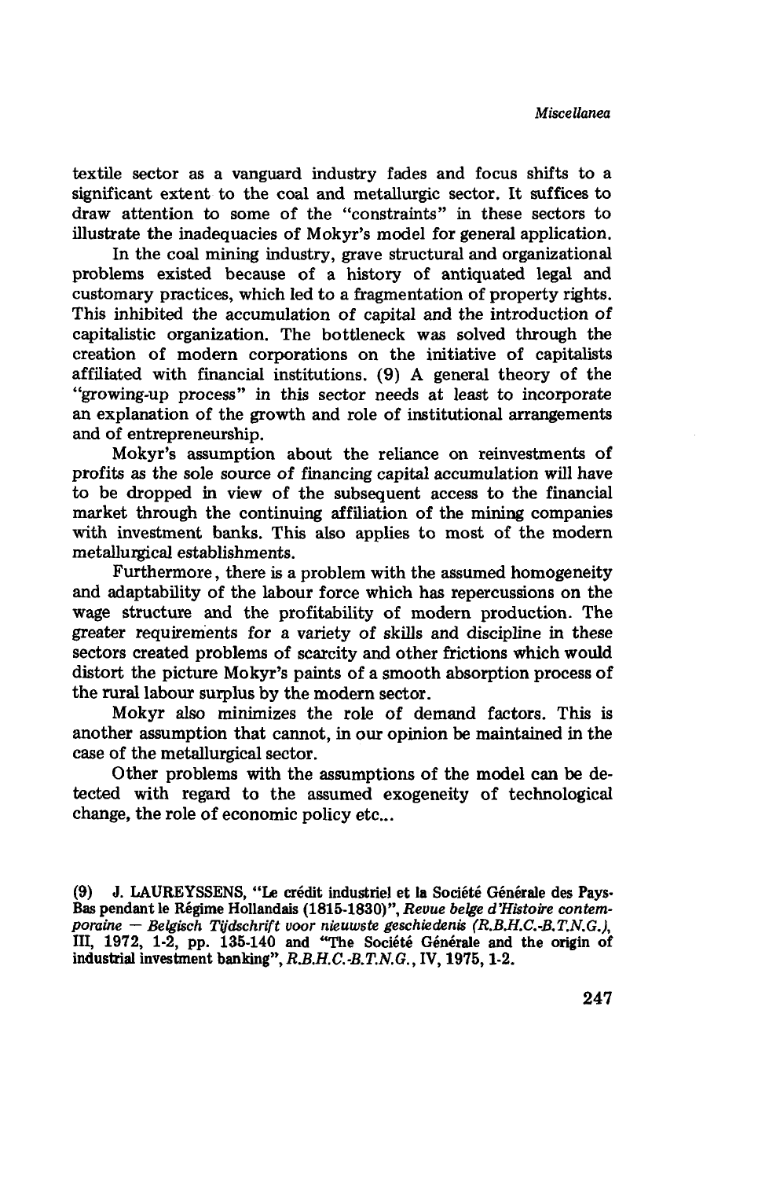textile sector as a vanguard industry fades and focus shifts to a significant extent to the coal and metallurgic sector. It suffices to draw attention to some of the "constraints" in these sectors to illustrate the inadequacies of Mokyr's model for general application.

In the coal mining industry, grave structural and organizational problems existed because of a history of antiquated legal and customary practices, which led to a fragmentation of property rights. This inhibited the accumulation of capital and the introduction of capitalistic organization. The bottleneck was solved through the creation of modern corporations on the initiative of capitalists affiliated with financial institutions. (9) A general theory of the "growing-up process" in this sector needs at least to incorporate an explanation of the growth and role of institutional arrangements and of entrepreneurship.

Mokyr's assumption about the reliance on reinvestments of profits as the sole source of financing capital accumulation will have to be dropped in view of the subsequent access to the financial market through the continuing affiliation of the mining companies with investment banks. This also applies to most of the modern metallurgical establishments.

Furthermore, there is a problem with the assumed homogeneity and adaptability of the labour force which has repercussions on the wage structure and the profitability of modern production. The greater requirements for a variety of skills and discipline in these sectors created problems of scarcity and other frictions which would distort the picture Mokyr's paints of a smooth absorption process of the rural labour surplus by the modern sector.

Mokyr also minimizes the role of demand factors. This is another assumption that cannot, in our opinion be maintained in the case of the metallurgical sector.

Other problems with the assumptions of the model can be detected with regard to the assumed exogeneity of technological change, the role of economic policy etc...

(9) J. LAUREYSSENS, "Le crédit industriel et la Société Générale des Pays-Bas pendant le Régime Hollandais (1815-1830)", *Revue belge d'Histoire contemporaine — Belgisch Tijdschrift voor nieuwste geschiedenis (R.B.H.C.-B.T.N.G.)*, III, 1972, 1-2, pp. 135-140 and "The Société Générale and the origin of industrial investment banking", *R.B.H.C.-B.T.N.G.*, IV, 1975, 1-2.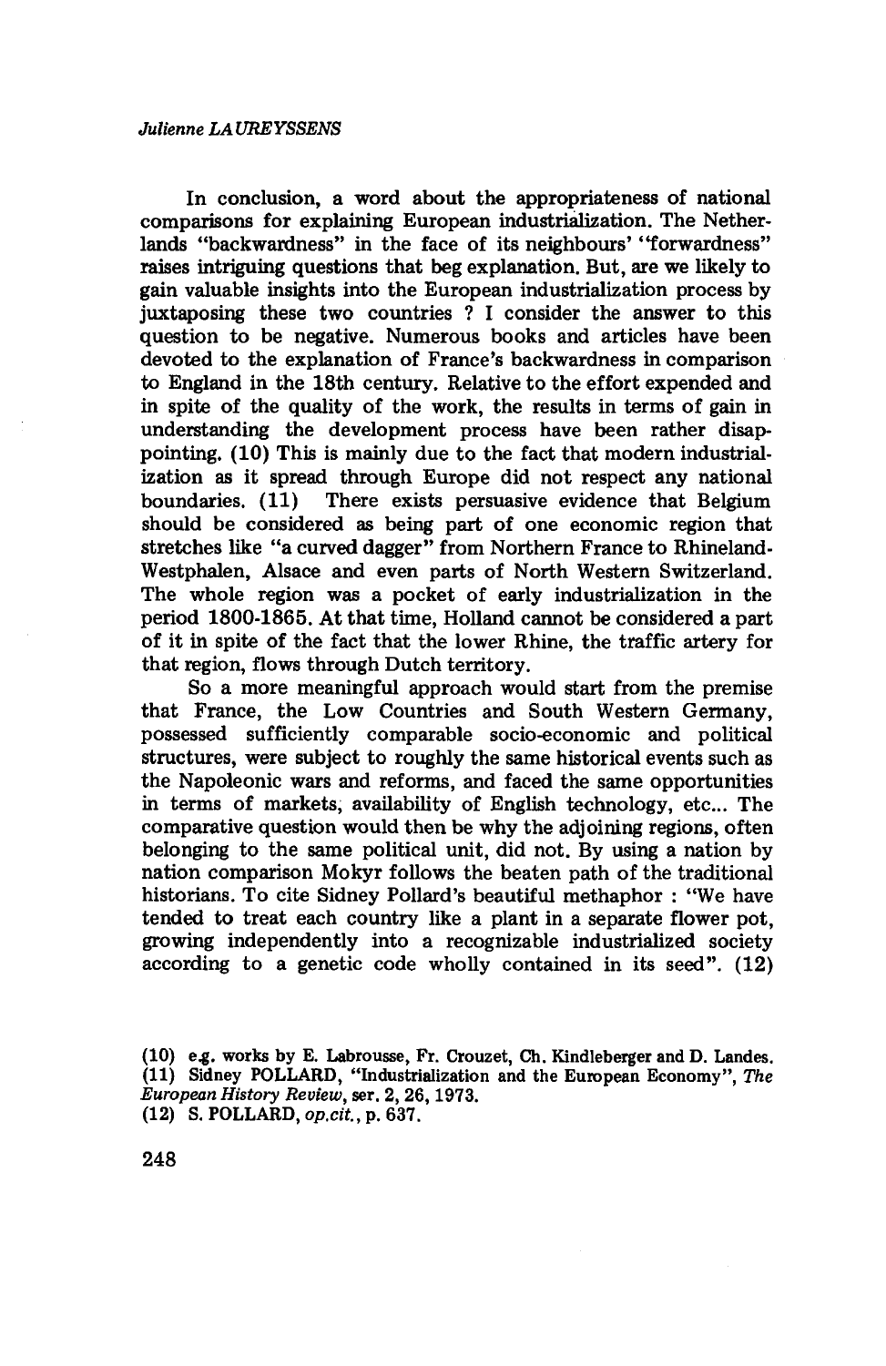In conclusion, a word about the appropriateness of national comparisons for explaining European industrialization. The Netherlands "backwardness" in the face of its neighbours' "forwardness" raises intriguing questions that beg explanation. But, are we likely to gain valuable insights into the European industrialization process by juxtaposing these two countries ? I consider the answer to this question to be negative. Numerous books and articles have been devoted to the explanation of France's backwardness in comparison to England in the 18th century. Relative to the effort expended and in spite of the quality of the work, the results in terms of gain in understanding the development process have been rather disappointing. (10) This is mainly due to the fact that modern industrialization as it spread through Europe did not respect any national boundaries. (11) There exists persuasive evidence that Belgium should be considered as being part of one economic region that stretches like "a curved dagger" from Northern France to Rhineland-Westphalen, Alsace and even parts of North Western Switzerland. The whole region was a pocket of early industrialization in the period 1800-1865. At that time, Holland cannot be considered a part of it in spite of the fact that the lower Rhine, the traffic artery for that region, flows through Dutch territory.

So a more meaningful approach would start from the premise that France, the Low Countries and South Western Germany, possessed sufficiently comparable socio-economic and political structures, were subject to roughly the same historical events such as the Napoleonic wars and reforms, and faced the same opportunities in terms of markets, availability of English technology, etc... The comparative question would then be why the adjoining regions, often belonging to the same political unit, did not. By using a nation by nation comparison Mokyr follows the beaten path of the traditional historians. To cite Sidney Pollard's beautiful methaphor : "We have tended to treat each country like a plant in a separate flower pot, growing independently into a recognizable industrialized society according to a genetic code wholly contained in its seed". (12)

(10) e.g. works by E. Labrousse, Fr. Crouzet, Ch. Kindleberger and D. Landes.
(11) Sidney POLLARD, "Industrialization and the European Economy", *The European History Review*, ser. 2, 26, 1973.
(12) S. POLLARD, *op.cit.*, p. 637.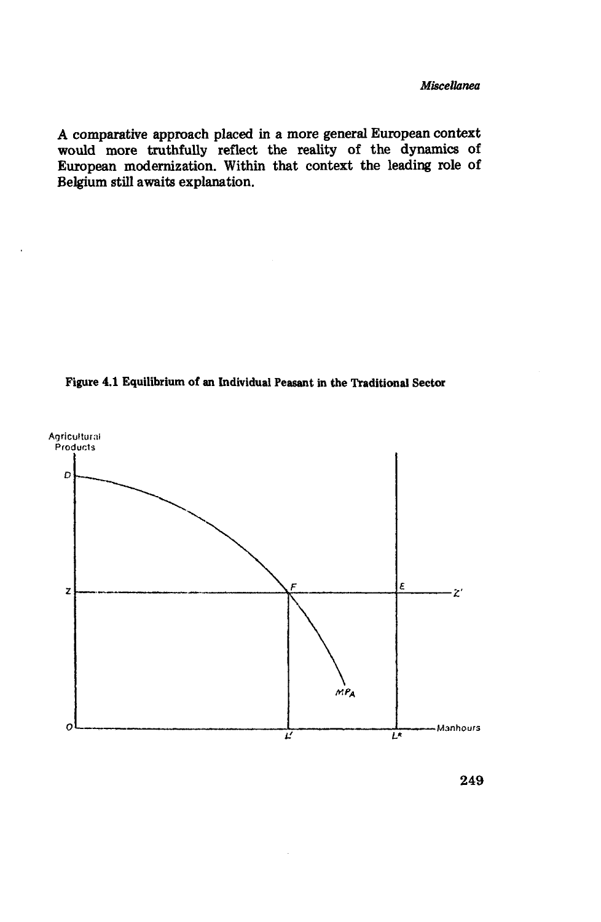A comparative approach placed in a more general European context would more truthfully reflect the reality of the dynamics of European modernization. Within that context the leading role of Belgium still awaits explanation.

**Figure 4.1 Equilibrium of an Individual Peasant in the Traditional Sector**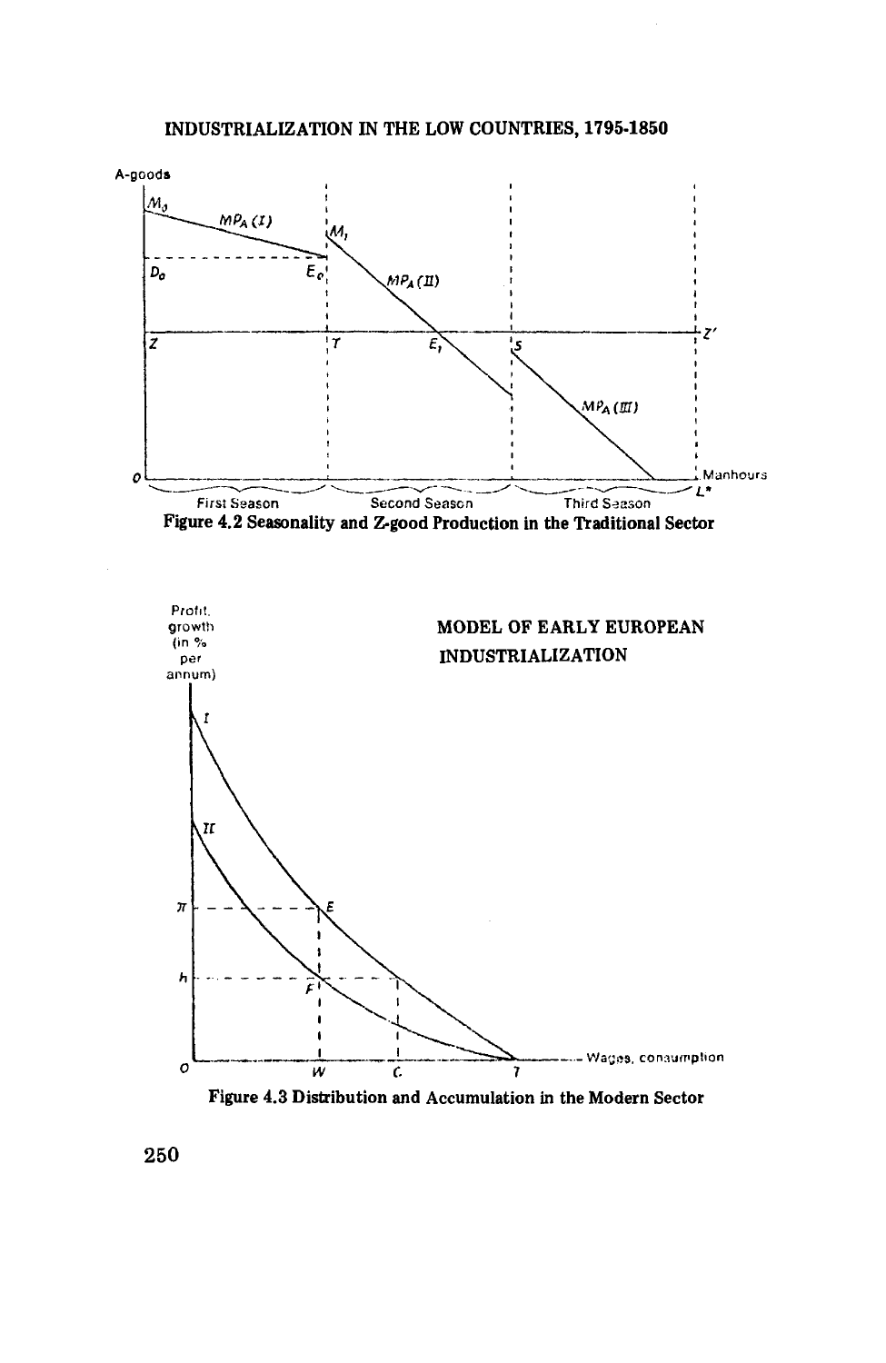Figure 4.2 Seasonality and Z-good Production in the Traditional Sector

Figure 4.3 Distribution and Accumulation in the Modern Sector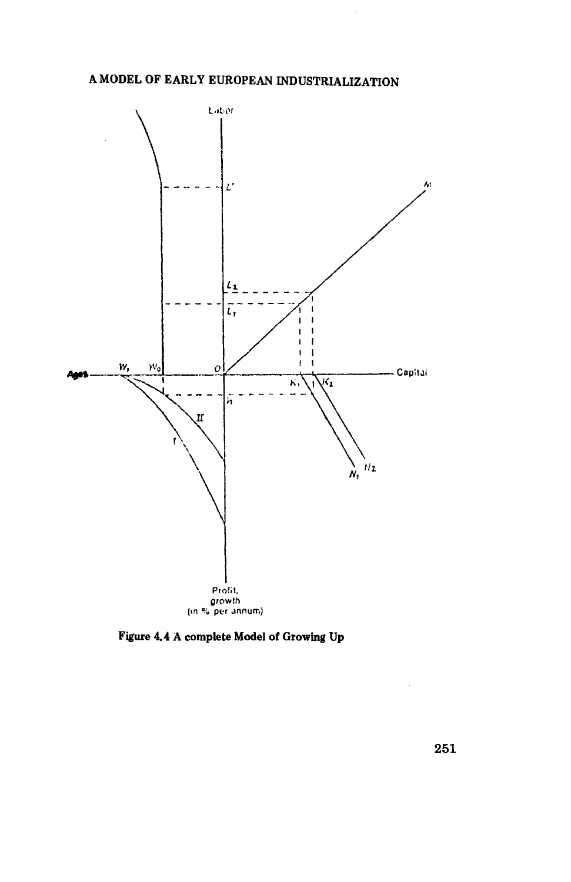Figure 4.4 A complete Model of Growing Up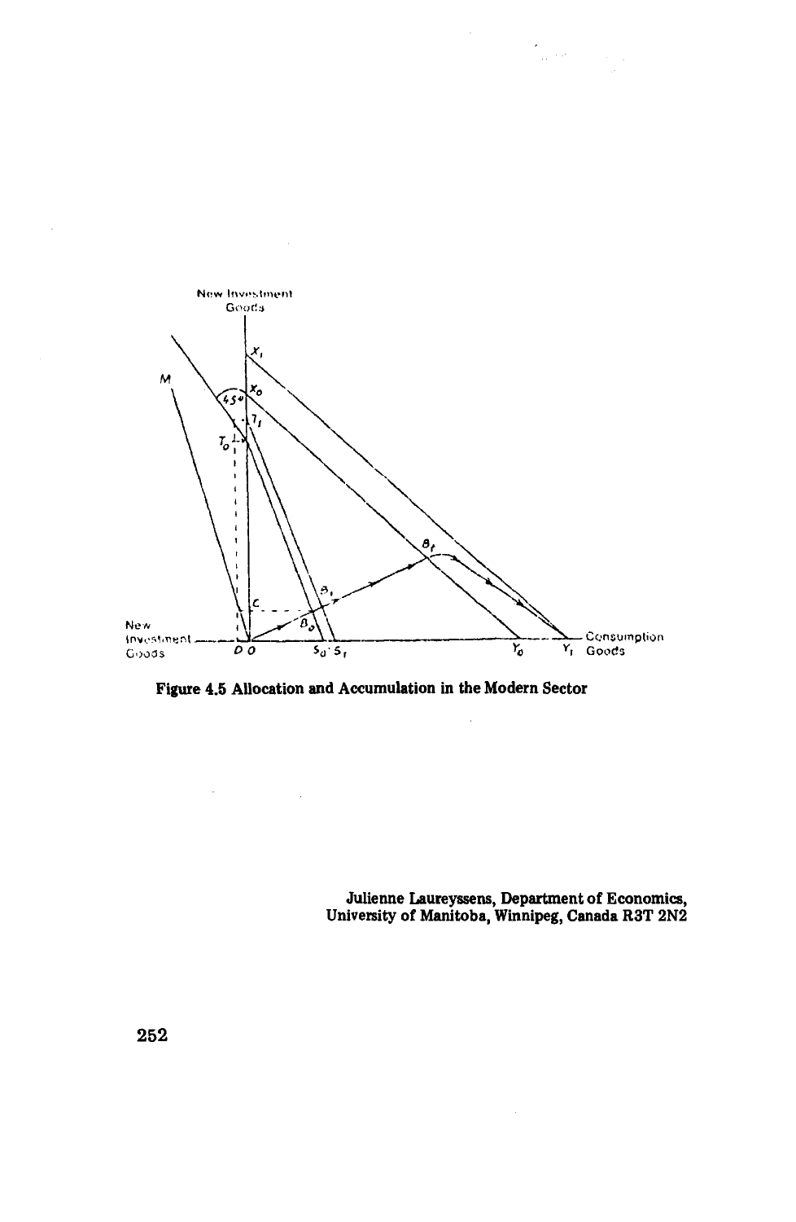New Investment Goods

M

45°

$X_1$

$X_0$

$T_1$

$T_0$

$B_f$

$B_1$

$C$

$B_0$

New Investment Goods

D O

$S_0$ $S_1$

$Y_0$

$Y_1$

Consumption Goods

**Figure 4.5 Allocation and Accumulation in the Modern Sector**

**Julienne Laureyssens, Department of Economics, University of Manitoba, Winnipeg, Canada R3T 2N2**